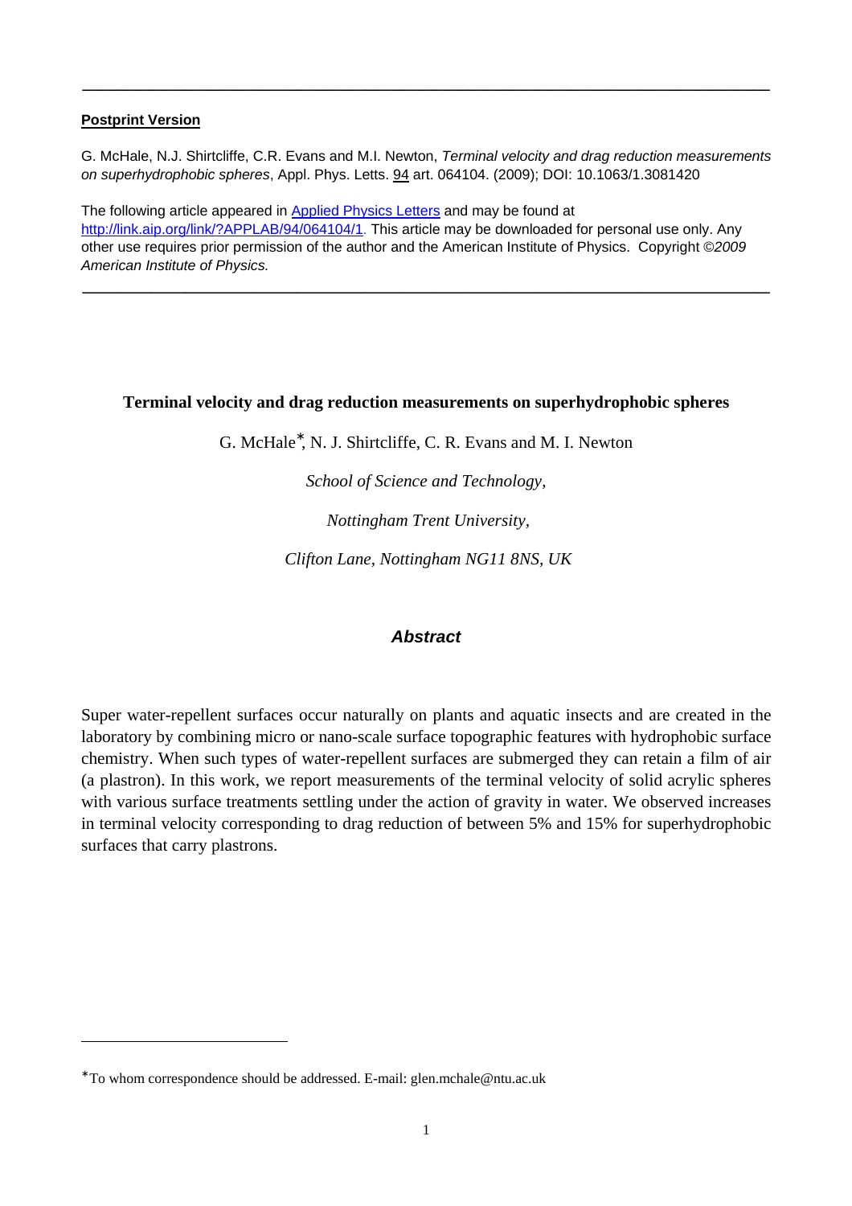**Postprint Version**

G. McHale, N.J. Shirtcliffe, C.R. Evans and M.I. Newton, *Terminal velocity and drag reduction measurements on superhydrophobic spheres*, Appl. Phys. Letts. 94 art. 064104. (2009); DOI: 10.1063/1.3081420

The following article appeared in Applied Physics Letters and may be found at http://link.aip.org/link/?APPLAB/94/064104/1. This article may be downloaded for personal use only. Any other use requires prior permission of the author and the American Institute of Physics. Copyright ©*2009 American Institute of Physics.*

---

# Terminal velocity and drag reduction measurements on superhydrophobic spheres

G. McHale*, N. J. Shirtcliffe, C. R. Evans and M. I. Newton

*School of Science and Technology,*

*Nottingham Trent University,*

*Clifton Lane, Nottingham NG11 8NS, UK*

## *Abstract*

Super water-repellent surfaces occur naturally on plants and aquatic insects and are created in the laboratory by combining micro or nano-scale surface topographic features with hydrophobic surface chemistry. When such types of water-repellent surfaces are submerged they can retain a film of air (a plastron). In this work, we report measurements of the terminal velocity of solid acrylic spheres with various surface treatments settling under the action of gravity in water. We observed increases in terminal velocity corresponding to drag reduction of between 5% and 15% for superhydrophobic surfaces that carry plastrons.

---

*To whom correspondence should be addressed. E-mail: glen.mchale@ntu.ac.uk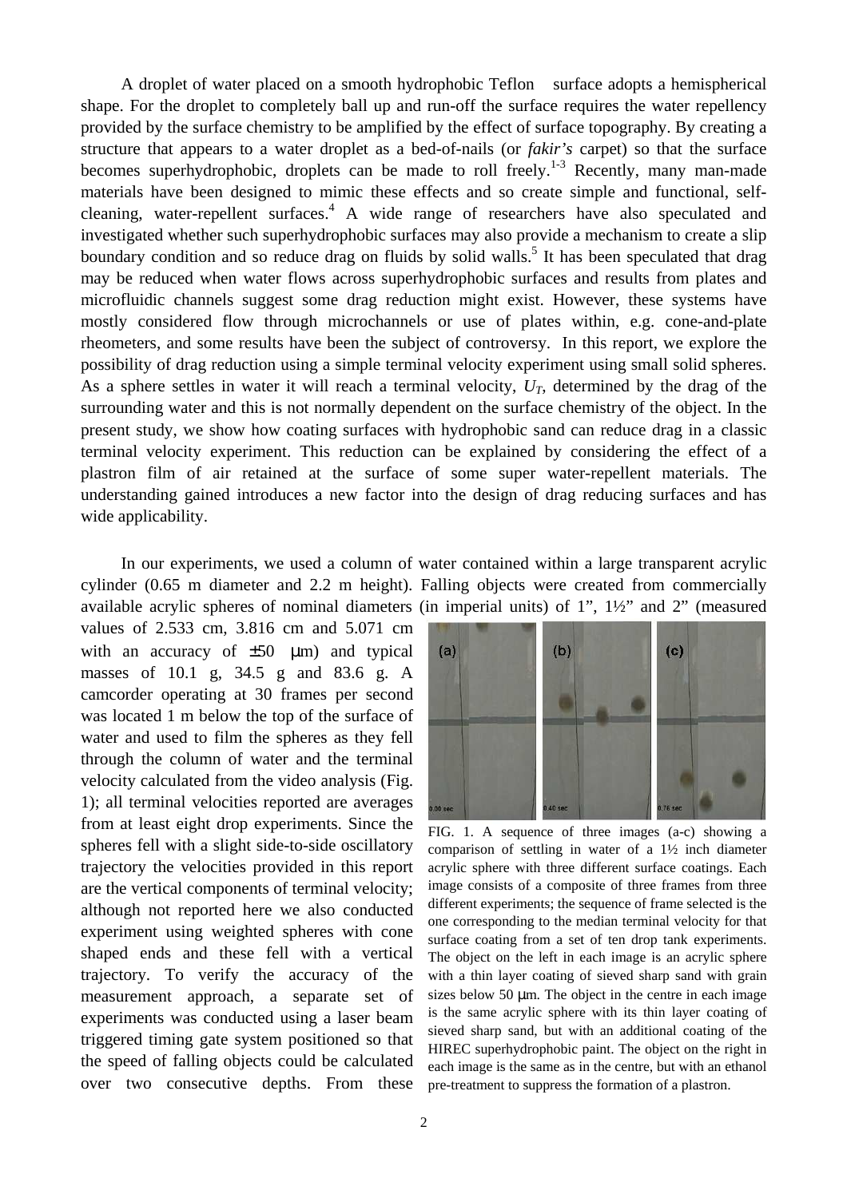A droplet of water placed on a smooth hydrophobic Teflon surface adopts a hemispherical shape. For the droplet to completely ball up and run-off the surface requires the water repellency provided by the surface chemistry to be amplified by the effect of surface topography. By creating a structure that appears to a water droplet as a bed-of-nails (or *fakir's* carpet) so that the surface becomes superhydrophobic, droplets can be made to roll freely.[1-3] Recently, many man-made materials have been designed to mimic these effects and so create simple and functional, self-cleaning, water-repellent surfaces.[4] A wide range of researchers have also speculated and investigated whether such superhydrophobic surfaces may also provide a mechanism to create a slip boundary condition and so reduce drag on fluids by solid walls.[5] It has been speculated that drag may be reduced when water flows across superhydrophobic surfaces and results from plates and microfluidic channels suggest some drag reduction might exist. However, these systems have mostly considered flow through microchannels or use of plates within, e.g. cone-and-plate rheometers, and some results have been the subject of controversy. In this report, we explore the possibility of drag reduction using a simple terminal velocity experiment using small solid spheres. As a sphere settles in water it will reach a terminal velocity, $U_T$, determined by the drag of the surrounding water and this is not normally dependent on the surface chemistry of the object. In the present study, we show how coating surfaces with hydrophobic sand can reduce drag in a classic terminal velocity experiment. This reduction can be explained by considering the effect of a plastron film of air retained at the surface of some super water-repellent materials. The understanding gained introduces a new factor into the design of drag reducing surfaces and has wide applicability.

In our experiments, we used a column of water contained within a large transparent acrylic cylinder (0.65 m diameter and 2.2 m height). Falling objects were created from commercially available acrylic spheres of nominal diameters (in imperial units) of 1", 1½" and 2" (measured values of 2.533 cm, 3.816 cm and 5.071 cm with an accuracy of ±50 μm) and typical masses of 10.1 g, 34.5 g and 83.6 g. A camcorder operating at 30 frames per second was located 1 m below the top of the surface of water and used to film the spheres as they fell through the column of water and the terminal velocity calculated from the video analysis (Fig. 1); all terminal velocities reported are averages from at least eight drop experiments. Since the spheres fell with a slight side-to-side oscillatory trajectory the velocities provided in this report are the vertical components of terminal velocity; although not reported here we also conducted experiment using weighted spheres with cone shaped ends and these fell with a vertical trajectory. To verify the accuracy of the measurement approach, a separate set of experiments was conducted using a laser beam triggered timing gate system positioned so that the speed of falling objects could be calculated over two consecutive depths. From these

FIG. 1. A sequence of three images (a-c) showing a comparison of settling in water of a 1½ inch diameter acrylic sphere with three different surface coatings. Each image consists of a composite of three frames from three different experiments; the sequence of frame selected is the one corresponding to the median terminal velocity for that surface coating from a set of ten drop tank experiments. The object on the left in each image is an acrylic sphere with a thin layer coating of sieved sharp sand with grain sizes below 50 μm. The object in the centre in each image is the same acrylic sphere with its thin layer coating of sieved sharp sand, but with an additional coating of the HIREC superhydrophobic paint. The object on the right in each image is the same as in the centre, but with an ethanol pre-treatment to suppress the formation of a plastron.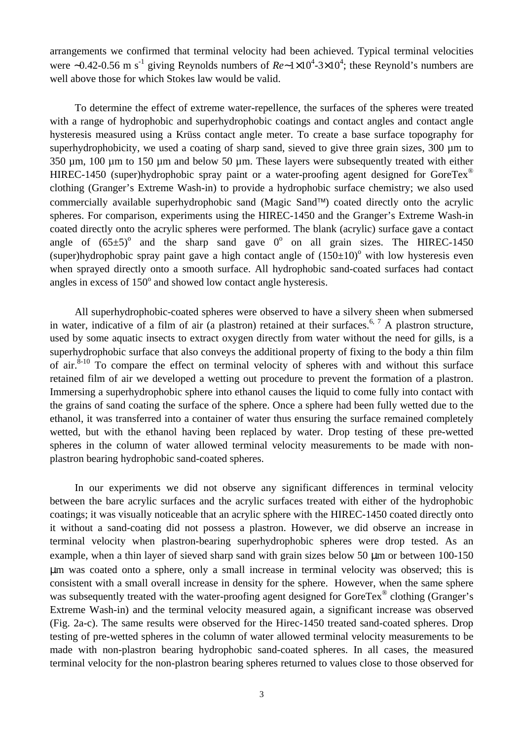arrangements we confirmed that terminal velocity had been achieved. Typical terminal velocities were ~0.42-0.56 m $s^{-1}$ giving Reynolds numbers of $Re \sim 1\times10^4$-$3\times10^4$; these Reynold's numbers are well above those for which Stokes law would be valid.

To determine the effect of extreme water-repellence, the surfaces of the spheres were treated with a range of hydrophobic and superhydrophobic coatings and contact angles and contact angle hysteresis measured using a Krüss contact angle meter. To create a base surface topography for superhydrophobicity, we used a coating of sharp sand, sieved to give three grain sizes, 300 µm to 350 µm, 100 µm to 150 µm and below 50 µm. These layers were subsequently treated with either HIREC-1450 (super)hydrophobic spray paint or a water-proofing agent designed for GoreTex® clothing (Granger's Extreme Wash-in) to provide a hydrophobic surface chemistry; we also used commercially available superhydrophobic sand (Magic Sand™) coated directly onto the acrylic spheres. For comparison, experiments using the HIREC-1450 and the Granger's Extreme Wash-in coated directly onto the acrylic spheres were performed. The blank (acrylic) surface gave a contact angle of $(65\pm5)^o$ and the sharp sand gave $0^o$ on all grain sizes. The HIREC-1450 (super)hydrophobic spray paint gave a high contact angle of $(150\pm10)^o$ with low hysteresis even when sprayed directly onto a smooth surface. All hydrophobic sand-coated surfaces had contact angles in excess of $150^o$ and showed low contact angle hysteresis.

All superhydrophobic-coated spheres were observed to have a silvery sheen when submersed in water, indicative of a film of air (a plastron) retained at their surfaces.[6, 7] A plastron structure, used by some aquatic insects to extract oxygen directly from water without the need for gills, is a superhydrophobic surface that also conveys the additional property of fixing to the body a thin film of air.[8-10] To compare the effect on terminal velocity of spheres with and without this surface retained film of air we developed a wetting out procedure to prevent the formation of a plastron. Immersing a superhydrophobic sphere into ethanol causes the liquid to come fully into contact with the grains of sand coating the surface of the sphere. Once a sphere had been fully wetted due to the ethanol, it was transferred into a container of water thus ensuring the surface remained completely wetted, but with the ethanol having been replaced by water. Drop testing of these pre-wetted spheres in the column of water allowed terminal velocity measurements to be made with non-plastron bearing hydrophobic sand-coated spheres.

In our experiments we did not observe any significant differences in terminal velocity between the bare acrylic surfaces and the acrylic surfaces treated with either of the hydrophobic coatings; it was visually noticeable that an acrylic sphere with the HIREC-1450 coated directly onto it without a sand-coating did not possess a plastron. However, we did observe an increase in terminal velocity when plastron-bearing superhydrophobic spheres were drop tested. As an example, when a thin layer of sieved sharp sand with grain sizes below 50 µm or between 100-150 µm was coated onto a sphere, only a small increase in terminal velocity was observed; this is consistent with a small overall increase in density for the sphere. However, when the same sphere was subsequently treated with the water-proofing agent designed for GoreTex® clothing (Granger's Extreme Wash-in) and the terminal velocity measured again, a significant increase was observed (Fig. 2a-c). The same results were observed for the Hirec-1450 treated sand-coated spheres. Drop testing of pre-wetted spheres in the column of water allowed terminal velocity measurements to be made with non-plastron bearing hydrophobic sand-coated spheres. In all cases, the measured terminal velocity for the non-plastron bearing spheres returned to values close to those observed for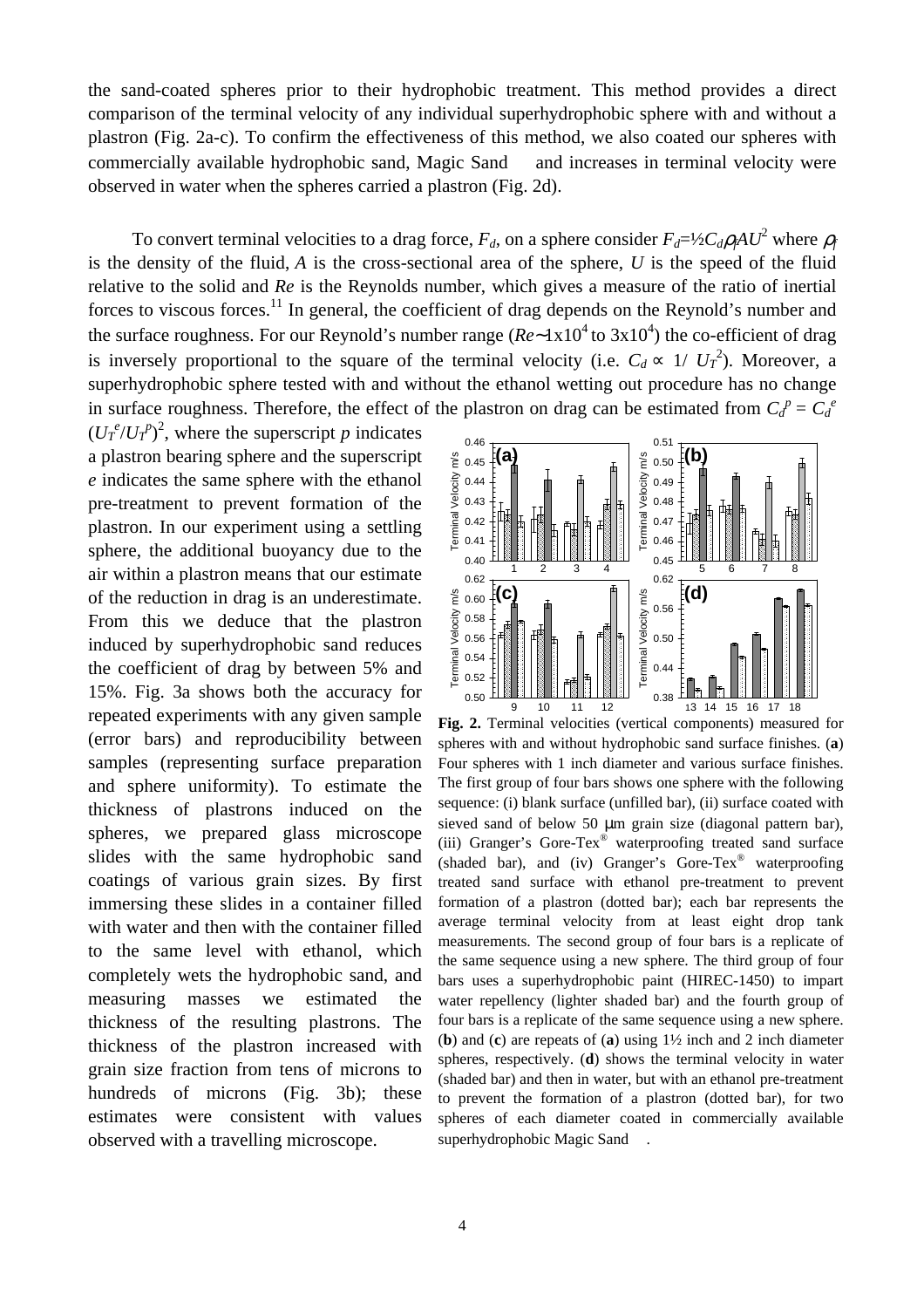the sand-coated spheres prior to their hydrophobic treatment. This method provides a direct comparison of the terminal velocity of any individual superhydrophobic sphere with and without a plastron (Fig. 2a-c). To confirm the effectiveness of this method, we also coated our spheres with commercially available hydrophobic sand, Magic Sand and increases in terminal velocity were observed in water when the spheres carried a plastron (Fig. 2d).

To convert terminal velocities to a drag force, $F_d$, on a sphere consider $F_d=½C_d\rho_f AU^2$ where $\rho_f$ is the density of the fluid, $A$ is the cross-sectional area of the sphere, $U$ is the speed of the fluid relative to the solid and $Re$ is the Reynolds number, which gives a measure of the ratio of inertial forces to viscous forces.[11] In general, the coefficient of drag depends on the Reynold's number and the surface roughness. For our Reynold's number range ($Re$~1x10$^4$ to 3x10$^4$) the co-efficient of drag is inversely proportional to the square of the terminal velocity (i.e. $C_d \propto 1/U_T^2$). Moreover, a superhydrophobic sphere tested with and without the ethanol wetting out procedure has no change in surface roughness. Therefore, the effect of the plastron on drag can be estimated from $C_d^p = C_d^e (U_T^e/U_T^p)^2$, where the superscript $p$ indicates a plastron bearing sphere and the superscript $e$ indicates the same sphere with the ethanol pre-treatment to prevent formation of the plastron. In our experiment using a settling sphere, the additional buoyancy due to the air within a plastron means that our estimate of the reduction in drag is an underestimate. From this we deduce that the plastron induced by superhydrophobic sand reduces the coefficient of drag by between 5% and 15%. Fig. 3a shows both the accuracy for repeated experiments with any given sample (error bars) and reproducibility between samples (representing surface preparation and sphere uniformity). To estimate the thickness of plastrons induced on the spheres, we prepared glass microscope slides with the same hydrophobic sand coatings of various grain sizes. By first immersing these slides in a container filled with water and then with the container filled to the same level with ethanol, which completely wets the hydrophobic sand, and measuring masses we estimated the thickness of the resulting plastrons. The thickness of the plastron increased with grain size fraction from tens of microns to hundreds of microns (Fig. 3b); these estimates were consistent with values observed with a travelling microscope.

**Fig. 2.** Terminal velocities (vertical components) measured for spheres with and without hydrophobic sand surface finishes. (**a**) Four spheres with 1 inch diameter and various surface finishes. The first group of four bars shows one sphere with the following sequence: (i) blank surface (unfilled bar), (ii) surface coated with sieved sand of below 50 μm grain size (diagonal pattern bar), (iii) Granger's Gore-Tex® waterproofing treated sand surface (shaded bar), and (iv) Granger's Gore-Tex® waterproofing treated sand surface with ethanol pre-treatment to prevent formation of a plastron (dotted bar); each bar represents the average terminal velocity from at least eight drop tank measurements. The second group of four bars is a replicate of the same sequence using a new sphere. The third group of four bars uses a superhydrophobic paint (HIREC-1450) to impart water repellency (lighter shaded bar) and the fourth group of four bars is a replicate of the same sequence using a new sphere. (**b**) and (**c**) are repeats of (**a**) using 1½ inch and 2 inch diameter spheres, respectively. (**d**) shows the terminal velocity in water (shaded bar) and then in water, but with an ethanol pre-treatment to prevent the formation of a plastron (dotted bar), for two spheres of each diameter coated in commercially available superhydrophobic Magic Sand .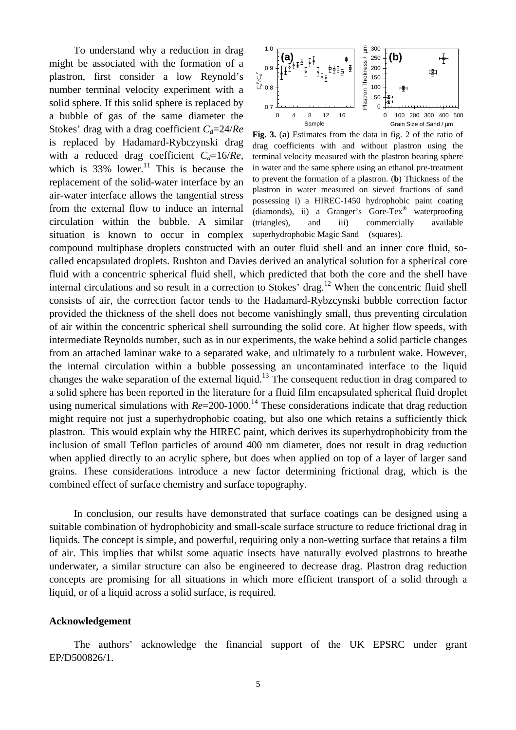To understand why a reduction in drag might be associated with the formation of a plastron, first consider a low Reynold's number terminal velocity experiment with a solid sphere. If this solid sphere is replaced by a bubble of gas of the same diameter the Stokes' drag with a drag coefficient $C_d=24/Re$ is replaced by Hadamard-Rybczynski drag with a reduced drag coefficient $C_d=16/Re$, which is 33% lower.[11] This is because the replacement of the solid-water interface by an air-water interface allows the tangential stress from the external flow to induce an internal circulation within the bubble. A similar situation is known to occur in complex compound multiphase droplets constructed with an outer fluid shell and an inner core fluid, so-called encapsulated droplets. Rushton and Davies derived an analytical solution for a spherical core fluid with a concentric spherical fluid shell, which predicted that both the core and the shell have internal circulations and so result in a correction to Stokes' drag.[12] When the concentric fluid shell consists of air, the correction factor tends to the Hadamard-Rybzcynski bubble correction factor provided the thickness of the shell does not become vanishingly small, thus preventing circulation of air within the concentric spherical shell surrounding the solid core. At higher flow speeds, with intermediate Reynolds number, such as in our experiments, the wake behind a solid particle changes from an attached laminar wake to a separated wake, and ultimately to a turbulent wake. However, the internal circulation within a bubble possessing an uncontaminated interface to the liquid changes the wake separation of the external liquid.[13] The consequent reduction in drag compared to a solid sphere has been reported in the literature for a fluid film encapsulated spherical fluid droplet using numerical simulations with $Re$=200-1000.[14] These considerations indicate that drag reduction might require not just a superhydrophobic coating, but also one which retains a sufficiently thick plastron. This would explain why the HIREC paint, which derives its superhydrophobicity from the inclusion of small Teflon particles of around 400 nm diameter, does not result in drag reduction when applied directly to an acrylic sphere, but does when applied on top of a layer of larger sand grains. These considerations introduce a new factor determining frictional drag, which is the combined effect of surface chemistry and surface topography.

**Fig. 3.** (**a**) Estimates from the data in fig. 2 of the ratio of drag coefficients with and without plastron using the terminal velocity measured with the plastron bearing sphere in water and the same sphere using an ethanol pre-treatment to prevent the formation of a plastron. (**b**) Thickness of the plastron in water measured on sieved fractions of sand possessing i) a HIREC-1450 hydrophobic paint coating (diamonds), ii) a Granger's Gore-Tex® waterproofing (triangles), and iii) commercially available superhydrophobic Magic Sand (squares).

In conclusion, our results have demonstrated that surface coatings can be designed using a suitable combination of hydrophobicity and small-scale surface structure to reduce frictional drag in liquids. The concept is simple, and powerful, requiring only a non-wetting surface that retains a film of air. This implies that whilst some aquatic insects have naturally evolved plastrons to breathe underwater, a similar structure can also be engineered to decrease drag. Plastron drag reduction concepts are promising for all situations in which more efficient transport of a solid through a liquid, or of a liquid across a solid surface, is required.

## Acknowledgement

The authors' acknowledge the financial support of the UK EPSRC under grant EP/D500826/1.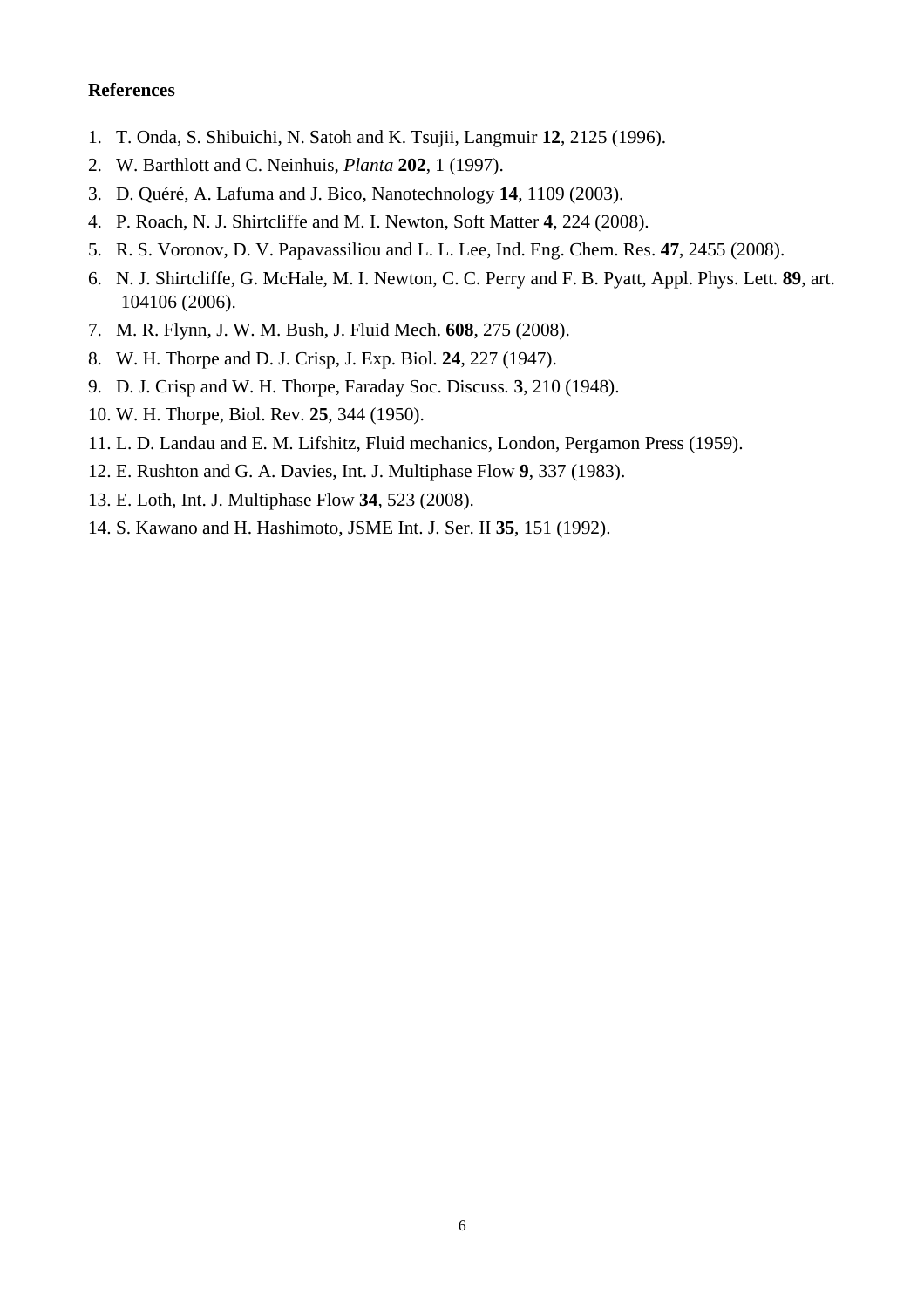**References**

1. T. Onda, S. Shibuichi, N. Satoh and K. Tsujii, Langmuir **12**, 2125 (1996).
2. W. Barthlott and C. Neinhuis, *Planta* **202**, 1 (1997).
3. D. Quéré, A. Lafuma and J. Bico, Nanotechnology **14**, 1109 (2003).
4. P. Roach, N. J. Shirtcliffe and M. I. Newton, Soft Matter **4**, 224 (2008).
5. R. S. Voronov, D. V. Papavassiliou and L. L. Lee, Ind. Eng. Chem. Res. **47**, 2455 (2008).
6. N. J. Shirtcliffe, G. McHale, M. I. Newton, C. C. Perry and F. B. Pyatt, Appl. Phys. Lett. **89**, art. 104106 (2006).
7. M. R. Flynn, J. W. M. Bush, J. Fluid Mech. **608**, 275 (2008).
8. W. H. Thorpe and D. J. Crisp, J. Exp. Biol. **24**, 227 (1947).
9. D. J. Crisp and W. H. Thorpe, Faraday Soc. Discuss. **3**, 210 (1948).
10. W. H. Thorpe, Biol. Rev. **25**, 344 (1950).
11. L. D. Landau and E. M. Lifshitz, Fluid mechanics, London, Pergamon Press (1959).
12. E. Rushton and G. A. Davies, Int. J. Multiphase Flow **9**, 337 (1983).
13. E. Loth, Int. J. Multiphase Flow **34**, 523 (2008).
14. S. Kawano and H. Hashimoto, JSME Int. J. Ser. II **35**, 151 (1992).